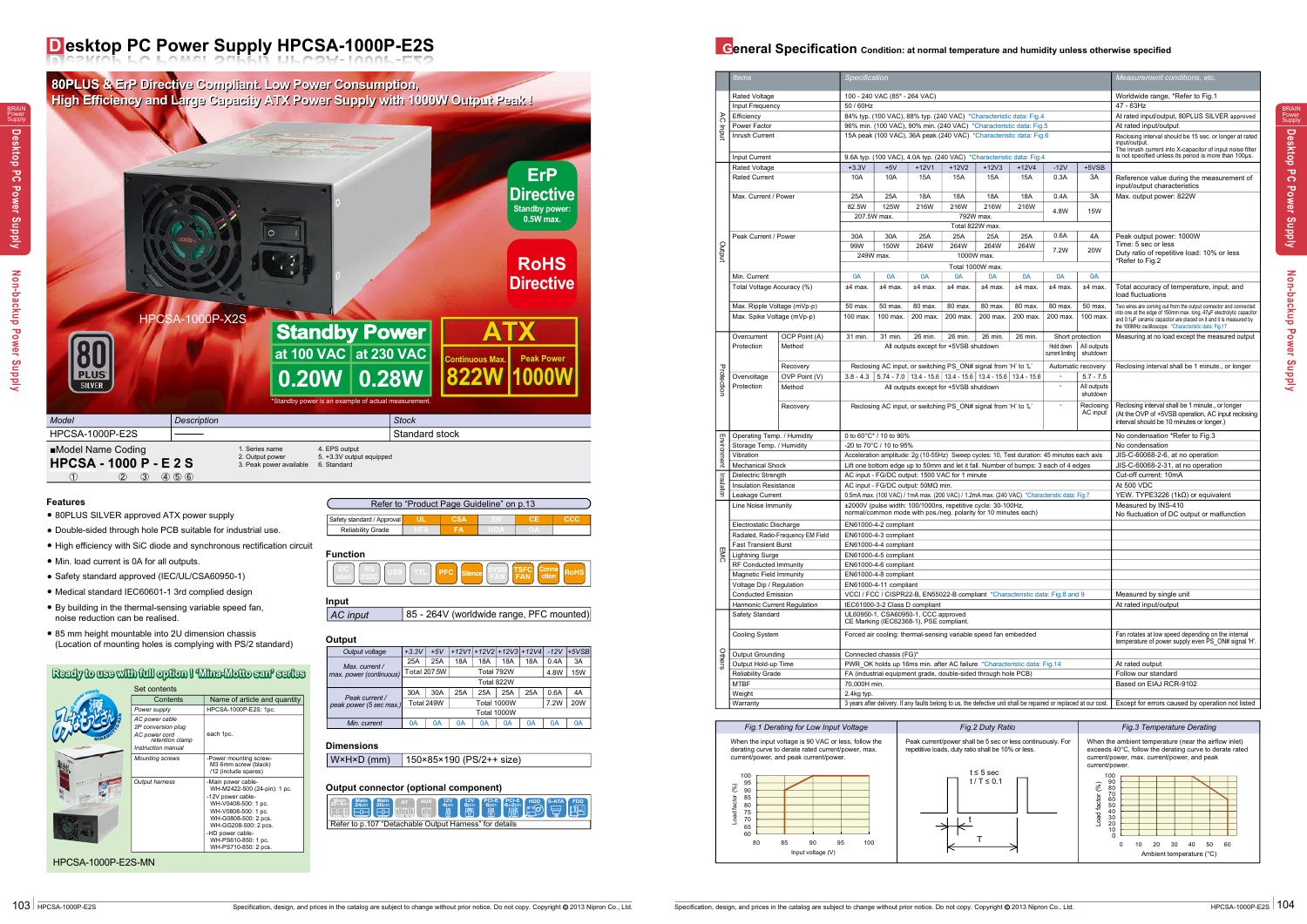# Desktop PC Power Supply HPCSA-1000P-E2S

**80PLUS & ErP Directive Compliant. Low Power Consumption, High Efficiency and Large Capacity ATX Power Supply with 1000W Output Peak!**

ErP Directive — Standby power: 0.5W max.

RoHS Directive

HPCSA-1000P-X2S

80 PLUS SILVER

| Standby Power | | ATX | |
|---|---|---|---|
| at 100 VAC | at 230 VAC | Continuous Max. | Peak Power |
| 0.20W | 0.28W | 822W | 1000W |

*Standby power is an example of actual measurement.

| Model | Description | Stock |
|---|---|---|
| HPCSA-1000P-E2S | ——— | Standard stock |

■Model Name Coding

**HPCSA - 1000 P - E 2 S**
① ② ③ ④⑤⑥

1. Series name
2. Output power
3. Peak power available
4. EPS output
5. +3.3V output equipped
6. Standard

## Features

- 80PLUS SILVER approved ATX power supply
- Double-sided through hole PCB suitable for industrial use.
- High efficiency with SiC diode and synchronous rectification circuit
- Min. load current is 0A for all outputs.
- Safety standard approved (IEC/UL/CSA60950-1)
- Medical standard IEC60601-1 3rd complied design
- By building in the thermal-sensing variable speed fan, noise reduction can be realised.
- 85 mm height mountable into 2U dimension chassis (Location of mounting holes is complying with PS/2 standard)

Refer to "Product Page Guideline" on p.13

| Safety standard / Approval | UL | CSA | EN | CE | CCC |
|---|---|---|---|---|---|
| Reliability Grade | HFA | FA | HOA | OA | |

## Function

DC start, RS 232C, USB, TTL, PFC, Silence, 5VSB FAN, TSFC FAN, Connection, RoHS

## Input

| AC input | 85 - 264V (worldwide range, PFC mounted) |
|---|---|

## Output

| Output voltage | +3.3V | +5V | +12V1 | +12V2 | +12V3 | +12V4 | -12V | +5VSB |
|---|---|---|---|---|---|---|---|---|
| Max. current / max. power (continuous) | 25A | 25A | 18A | 18A | 18A | 18A | 0.4A | 3A |
| | Total 207.5W | | Total 792W | | | | 4.8W | 15W |
| | Total 822W | | | | | | | |
| Peak current / peak power (5 sec max.) | 30A | 30A | 25A | 25A | 25A | 25A | 0.6A | 4A |
| | Total 249W | | Total 1000W | | | | 7.2W | 20W |
| | Total 1000W | | | | | | | |
| Min. current | 0A | 0A | 0A | 0A | 0A | 0A | 0A | 0A |

## Dimensions

| W×H×D (mm) | 150×85×190 (PS/2++ size) |
|---|---|

## Output connector (optional component)

Main 24pin, Main 20pin, Main 20+4pin, AT, AUX, 12V 4pin, 12V 8pin, PCI-E 6pin, PCI-E 6+2pin, HDD, S-ATA, FDD

Refer to p.107 "Detachable Output Harness" for details

## Ready to use with full option! 'Mina-Motto san' series

Set contents

| Contents | Name of article and quantity |
|---|---|
| Power supply | HPCSA-1000P-E2S: 1pc. |
| AC power cable<br>2P conversion plug<br>AC power cord retention clamp<br>Instruction manual | each 1pc. |
| Mounting screws | -Power mounting screw- M3 6mm screw (black) /12 (include spares) |
| Output harness | -Main power cable- WH-M2422-500 (24-pin): 1 pc.<br>-12V power cable- WH-V0408-500: 1 pc. WH-V0808-500: 1 pc. WH-G0808-500: 2 pcs. WH-GG208-500: 2 pcs.<br>-HD power cable- WH-PS610-850: 1 pc. WH-PS710-850: 2 pcs. |

HPCSA-1000P-E2S-MN

# General Specification
Condition: at normal temperature and humidity unless otherwise specified

| | Items | | Specification | | | | | | | | | Measurement conditions, etc. |
|---|---|---|---|---|---|---|---|---|---|---|---|---|
| AC input | Rated Voltage | | 100 - 240 VAC (85* - 264 VAC) | | | | | | | | | Worldwide range, *Refer to Fig.1 |
| | Input Frequency | | 50 / 60Hz | | | | | | | | | 47 - 63Hz |
| | Efficiency | | 84% typ. (100 VAC), 88% typ. (240 VAC) *Characteristic data: Fig.4 | | | | | | | | | At rated input/output, 80PLUS SILVER approved |
| | Power Factor | | 96% min. (100 VAC), 90% min. (240 VAC) *Characteristic data: Fig.5 | | | | | | | | | At rated input/output |
| | Inrush Current | | 15A peak (100 VAC), 36A peak (240 VAC) *Characteristic data: Fig.6 | | | | | | | | | Reclosing interval should be 15 sec. or longer at rated input/output. The inrush current into X-capacitor of input noise filter is not specified unless its period is more than 100μs. |
| | Input Current | | 9.6A typ. (100 VAC), 4.0A typ. (240 VAC) *Characteristic data: Fig.4 | | | | | | | | | |
| Output | Rated Voltage | | +3.3V | +5V | +12V1 | +12V2 | +12V3 | +12V4 | -12V | +5VSB | | |
| | Rated Current | | 10A | 10A | 15A | 15A | 15A | 15A | 0.3A | 3A | | Reference value during the measurement of input/output characteristics |
| | Max. Current / Power | | 25A | 25A | 18A | 18A | 18A | 18A | 0.4A | 3A | | Max. output power: 822W |
| | | | 82.5W | 125W | 216W | 216W | 216W | 216W | 4.8W | 15W | | |
| | | | 207.5W max. | | 792W max. | | | | | | | |
| | | | Total 822W max. | | | | | | | | | |
| | Peak Current / Power | | 30A | 30A | 25A | 25A | 25A | 25A | 0.6A | 4A | | Peak output power: 1000W. Time: 5 sec or less. Duty ratio of repetitive load: 10% or less. *Refer to Fig.2 |
| | | | 99W | 150W | 264W | 264W | 264W | 264W | 7.2W | 20W | | |
| | | | 249W max. | | 1000W max. | | | | | | | |
| | | | Total 1000W max. | | | | | | | | | |
| | Min. Current | | 0A | 0A | 0A | 0A | 0A | 0A | 0A | 0A | | |
| | Total Voltage Accuracy (%) | | ±4 max. | ±4 max. | ±4 max. | ±4 max. | ±4 max. | ±4 max. | ±4 max. | ±4 max. | | Total accuracy of temperature, input, and load fluctuations |
| | Max. Ripple Voltage (mVp-p) | | 50 max. | 50 max. | 80 max. | 80 max. | 80 max. | 80 max. | 80 max. | 50 max. | | Two wires are coming out from the output connector and connected into one at the edge of 150mm max. long. 47μF electrolytic capacitor and 0.1μF ceramic capacitor are placed on it and it is measured by the 100MHz oscilloscope. *Characteristic data: Fig.17 |
| | Max. Spike Voltage (mVp-p) | | 100 max. | 100 max. | 200 max. | 200 max. | 200 max. | 200 max. | 200 max. | 100 max. | | |
| Protection | Overcurrent Protection | OCP Point (A) | 31 min. | 31 min. | 26 min. | 26 min. | 26 min. | 26 min. | Short protection | | | Measuring at no load except the measured output |
| | | Method | All outputs except for +5VSB shutdown | | | | | | Hold down current limiting | All outputs shutdown | | |
| | | Recovery | Reclosing AC input, or switching PS_ON# signal from 'H' to 'L' | | | | | | Automatic recovery | | | Reclosing interval shall be 1 minute., or longer |
| | Overvoltage Protection | OVP Point (V) | 3.8 - 4.3 | 5.74 - 7.0 | 13.4 - 15.6 | 13.4 - 15.6 | 13.4 - 15.6 | 13.4 - 15.6 | * | 5.7 - 7.5 | | |
| | | Method | All outputs except for +5VSB shutdown | | | | | | * | All outputs shutdown | | |
| | | Recovery | Reclosing AC input, or switching PS_ON# signal from 'H' to 'L' | | | | | | * | Reclosing AC input | | Reclosing interval shall be 1 minute., or longer (At the OVP of +5VSB operation, AC input reclosing interval should be 10 minutes or longer.) |
| Environment | Operating Temp. / Humidity | | 0 to 60°C* / 10 to 90% | | | | | | | | | No condensation *Refer to Fig.3 |
| | Storage Temp. / Humidity | | -20 to 70°C / 10 to 95% | | | | | | | | | No condensation |
| | Vibration | | Acceleration amplitude: 2g (10-55Hz) Sweep cycles: 10, Test duration: 45 minutes each axis | | | | | | | | | JIS-C-60068-2-6, at no operation |
| | Mechanical Shock | | Lift one bottom edge up to 50mm and let it fall. Number of bumps: 3 each of 4 edges | | | | | | | | | JIS-C-60068-2-31, at no operation |
| Insulation | Dielectric Strength | | AC input - FG/DC output: 1500 VAC for 1 minute | | | | | | | | | Cut-off current: 10mA |
| | Insulation Resistance | | AC input - FG/DC output: 50MΩ min. | | | | | | | | | At 500 VDC |
| | Leakage Current | | 0.5mA max. (100 VAC) / 1mA max. (200 VAC) / 1.2mA max. (240 VAC) *Characteristic data: Fig.7 | | | | | | | | | YEW. TYPE3226 (1kΩ) or equivalent |
| EMC | Line Noise Immunity | | ±2000V (pulse width: 100/1000ns, repetitive cycle: 30-100Hz, normal/common mode with pos./neg. polarity for 10 minutes each) | | | | | | | | | Measured by INS-410. No fluctuation of DC output or malfunction |
| | Electrostatic Discharge | | EN61000-4-2 compliant | | | | | | | | | |
| | Radiated, Radio-Frequency EM Field | | EN61000-4-3 compliant | | | | | | | | | |
| | Fast Transient Burst | | EN61000-4-4 compliant | | | | | | | | | |
| | Lightning Surge | | EN61000-4-5 compliant | | | | | | | | | |
| | RF Conducted Immunity | | EN61000-4-6 compliant | | | | | | | | | |
| | Magnetic Field Immunity | | EN61000-4-8 compliant | | | | | | | | | |
| | Voltage Dip / Regulation | | EN61000-4-11 compliant | | | | | | | | | |
| | Conducted Emission | | VCCI / FCC / CISPR22-B, EN55022-B compliant *Characteristic data: Fig.8 and 9 | | | | | | | | | Measured by single unit |
| | Harmonic Current Regulation | | IEC61000-3-2 Class D compliant | | | | | | | | | At rated input/output |
| Others | Safety Standard | | UL60950-1, CSA60950-1, CCC approved. CE Marking (IEC62368-1), PSE compliant. | | | | | | | | | |
| | Cooling System | | Forced air cooling: thermal-sensing variable speed fan embedded | | | | | | | | | Fan rotates at low speed depending on the internal temperature of power supply even PS_ON# signal 'H'. |
| | Output Grounding | | Connected chassis (FG)* | | | | | | | | | |
| | Output Hold-up Time | | PWR_OK holds up 18ms min. after AC failure *Characteristic data: Fig.14 | | | | | | | | | At rated output |
| | Reliability Grade | | FA (industrial equipment grade, double-sided through hole PCB) | | | | | | | | | Follow our standard |
| | MTBF | | 70,000H min. | | | | | | | | | Based on EIAJ RCR-9102 |
| | Weight | | 2.4kg typ. | | | | | | | | | |
| | Warranty | | 3 years after delivery. If any faults belong to us, the defective unit shall be repaired or replaced at our cost. | | | | | | | | | Except for errors caused by operation not listed |

**Fig.1 Derating for Low Input Voltage**

When the input voltage is 90 VAC or less, follow the derating curve to derate rated current/power, max. current/power, and peak current/power.

**Fig.2 Duty Ratio**

Peak current/power shall be 5 sec or less continuously. For repetitive loads, duty ratio shall be 10% or less.

t ≤ 5 sec
t / T ≤ 0.1

**Fig.3 Temperature Derating**

When the ambient temperature (near the airflow inlet) exceeds 40°C, follow the derating curve to derate rated current/power, max. current/power, and peak current/power.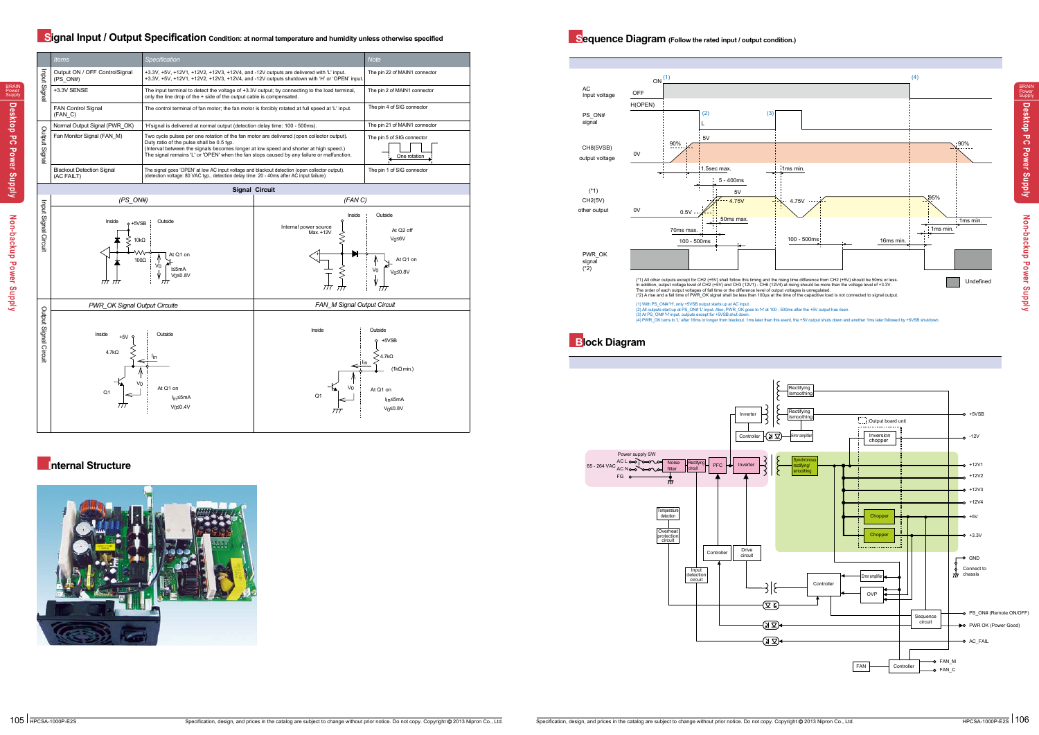## Signal Input / Output Specification Condition: at normal temperature and humidity unless otherwise specified

| | Items | Specification | Note |
|---|---|---|---|
| Input Signal | Output ON / OFF ControlSignal (PS_ON#) | +3.3V, +5V, +12V1, +12V2, +12V3, +12V4, and -12V outputs are delivered with 'L' input. +3.3V, +5V, +12V1, +12V2, +12V3, +12V4, and -12V outputs shutdown with 'H' or 'OPEN' input. | The pin 22 of MAIN1 connector |
| | +3.3V SENSE | The input terminal to detect the voltage of +3.3V output; by connecting to the load terminal, only the line drop of the + side of the output cable is compensated. | The pin 2 of MAIN1 connector |
| | FAN Control Signal (FAN_C) | The control terminal of fan motor; the fan motor is forcibly rotated at full speed at 'L' input. | The pin 4 of SIG connector |
| Output Signal | Normal Output Signal (PWR_OK) | 'H'signal is delivered at normal output (detection delay time: 100 - 500ms). | The pin 21 of MAIN1 connector |
| | Fan Monitor Signal (FAN_M) | Two cycle pulses per one rotation of the fan motor are delivered (open collector output). Duty ratio of the pulse shall be 0.5 typ. (Interval between the signals becomes longer at low speed and shorter at high speed.) The signal remains 'L' or 'OPEN' when the fan stops caused by any failure or malfunction. | The pin 5 of SIG connector (One rotation) |
| | Blackout Detection Signal (AC FAILT) | The signal goes 'OPEN' at low AC input voltage and blackout detection (open collector output). (detection voltage: 80 VAC typ., detection delay time: 20 - 40ms after AC input failure) | The pin 1 of SIG connector |

### Signal Circuit

**Input Signal Circuit**

(PS_ON#): Inside / Outside, +5VSB, 10kΩ, 100Ω, $V_0$, At Q1 on, $I_L \leq 5mA$, $V_0 \leq 0.8V$

(FAN C): Inside / Outside, Internal power source Max. +12V, At Q2 off $V_0 \leq 6V$, At Q1 on $V_0 \leq 0.8V$

**Output Signal Circuit**

PWR_OK Signal Output Circuite: Inside / Outside, +5V, 4.7kΩ, $I_{in}$, Q1, $V_0$, At Q1 on, $I_{in} \leq 5mA$, $V_0 \leq 0.4V$

FAN_M Signal Output Circuit: Inside / Outside, +5VSB, 4.7kΩ, $I_{in}$, (1kΩ min.), Q1, $V_0$, At Q1 on, $I_{in} \leq 5mA$, $V_0 \leq 0.8V$

## Internal Structure

## Sequence Diagram (Follow the rated input / output condition.)

AC Input voltage: OFF / ON (1) ... (4)
PS_ON# signal: H(OPEN) / L (2) (3)
CH8(5VSB) output voltage: 0V, 90%, 5V, 90%
(*1) CH2(5V) other output: 0V, 0.5V, 4.75V, 5V, 4.75V, 95%
PWR_OK signal (*2)

Timings: 1.5sec max., 5 - 400ms, 1ms min., 50ms max., 70ms max., 100 - 500ms, 100 - 500ms, 16ms min., 1ms min., 1ms min.

Undefined

(*1) All other outputs except for CH2 (+5V) shall follow this timing and the rising time difference from CH2 (+5V) should be 50ms or less. In addition, output voltage level of CH2 (+5V) and CH3 (12V1) - CH6 (12V4) at rising should be more than the voltage level of +3.3V. The order of each output voltages of fall time or the difference level of output voltage is unregulated.
(*2) A rise and a fall time of PWR_OK signal shall be less than 100μs at the time of the capacitive load is not connected to signal output.

(1) With PS_ON# 'H', only +5VSB output starts up at AC input.
(2) All outputs start up at PS_ON# 'L' input. Also, PWR_OK goes to 'H' at 100 - 500ms after the +5V output has risen.
(3) At PS_ON# 'H' input, outputs except for +5VSB shut down.
(4) PWR_OK turns to 'L' after 16ms or longer from blackout. 1ms later than this event, the +5V output shuts down and another 1ms later followed by +5VSB shutdown.

## Block Diagram

Blocks: Power supply SW, 85 - 264 VAC (AC L, AC N, FG), Noise filter, Rectifying circuit, PFC, Inverter, Synchronous rectifying/ smoothing, Chopper, Chopper, Rectifying /smoothing, Rectifying /smoothing, Inverter, Controller, Error amplifier, Output board unit, Inversion chopper, Temperature detection, Overheat protection circuit, Controller, Drive circuit, Input detection circuit, Controller, Error amplifier, OVP, Sequence circuit, FAN, Controller

Outputs: +5VSB, -12V, +12V1, +12V2, +12V3, +12V4, +5V, +3.3V, GND (Connect to chassis), PS_ON# (Remote ON/OFF), PWR OK (Power Good), AC_FAIL, FAN_M, FAN_C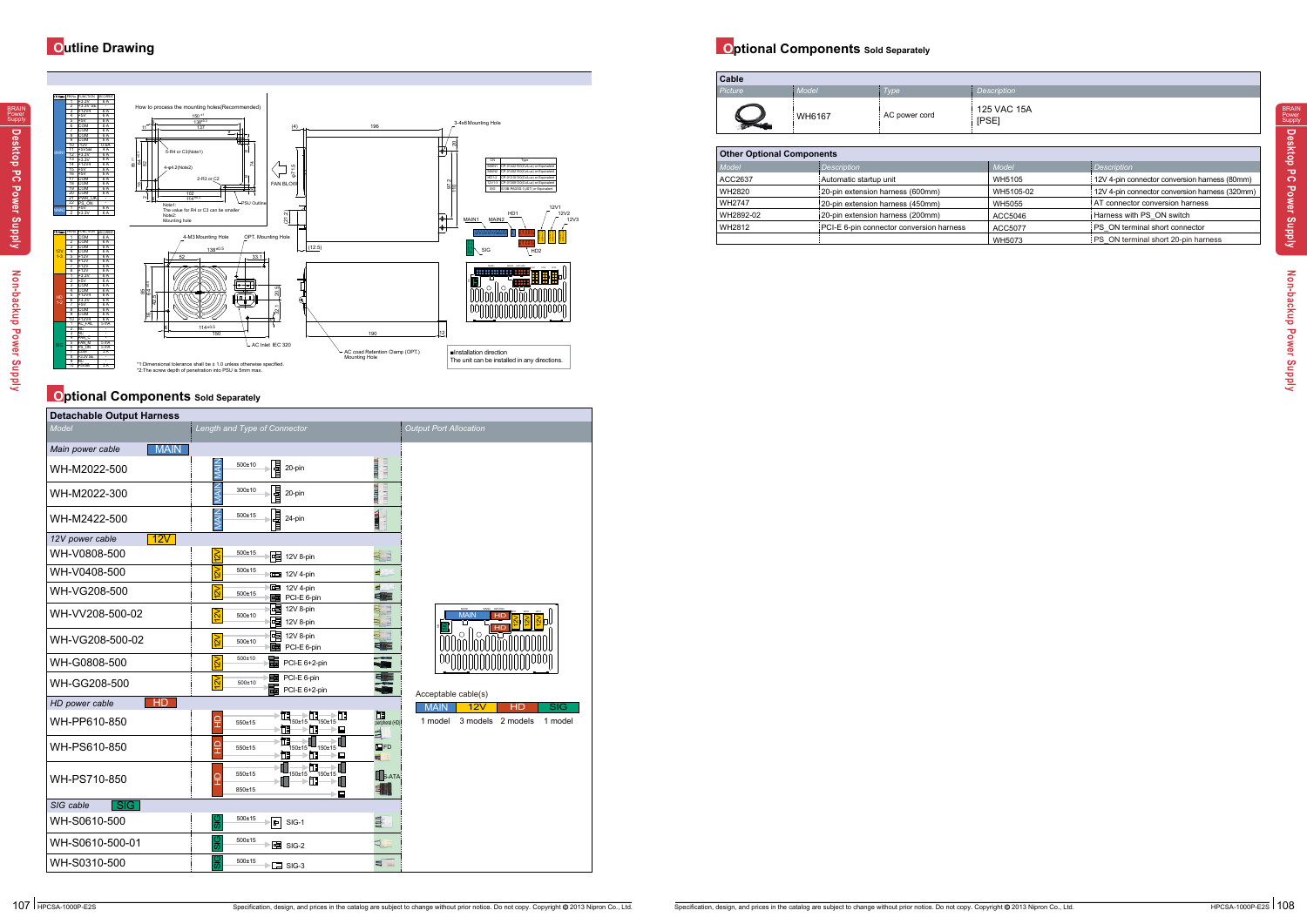## Outline Drawing

How to process the mounting holes(Recommended)

5-R4 or C3(Note1)

4-φ4.2(Note2)

2-R3 or C2

Note1: The value for R4 or C3 can be smaller
Note2: Mounting hole

PSU Outline

FAN BLOW

3-4x6 Mounting Hole

4-M3 Mounting Hole

OPT. Mounting Hole

AC Inlet IEC 320

AC cord Retention Clamp (OPT.) Mounting Hole

■Installation direction
The unit can be installed in any directions.

*1:Dimensional tolerance shall be ± 1.0 unless otherwise specified.
*2:The screw depth of penetration into PSU is 5mm max.

## Optional Components Sold Separately

### Detachable Output Harness

| Model | Length and Type of Connector | Output Port Allocation |
|---|---|---|
| *Main power cable* MAIN | | |
| WH-M2022-500 | MAIN 500±10 20-pin | |
| WH-M2022-300 | MAIN 300±10 20-pin | |
| WH-M2422-500 | MAIN 500±15 24-pin | |
| *12V power cable* 12V | | |
| WH-V0808-500 | 12V 500±15 12V 8-pin | |
| WH-V0408-500 | 12V 500±15 12V 4-pin | |
| WH-VG208-500 | 12V 500±15 12V 4-pin, PCI-E 6-pin | |
| WH-VV208-500-02 | 12V 500±10 12V 8-pin, 12V 8-pin | |
| WH-VG208-500-02 | 12V 500±10 12V 8-pin, PCI-E 6-pin | |
| WH-G0808-500 | 12V 500±10 PCI-E 6+2-pin | |
| WH-GG208-500 | 12V 500±10 PCI-E 6-pin, PCI-E 6+2-pin | |
| *HD power cable* HD | | |
| WH-PP610-850 | HD 550±15, 150±15, 150±15 | peripheral (HDD) |
| WH-PS610-850 | HD 550±15, 150±15, 150±15 | FD |
| WH-PS710-850 | HD 550±15, 850±15, 150±15, 150±15 | S-ATA |
| *SIG cable* SIG | | |
| WH-S0610-500 | SIG 500±15 SIG-1 | |
| WH-S0610-500-01 | SIG 500±15 SIG-2 | |
| WH-S0310-500 | SIG 500±15 SIG-3 | |

Acceptable cable(s)

| MAIN | 12V | HD | SIG |
|---|---|---|---|
| 1 model | 3 models | 2 models | 1 model |

## Optional Components Sold Separately

### Cable

| Picture | Model | Type | Description |
|---|---|---|---|
| | WH6167 | AC power cord | 125 VAC 15A [PSE] |

### Other Optional Components

| Model | Description | Model | Description |
|---|---|---|---|
| ACC2637 | Automatic startup unit | WH5105 | 12V 4-pin connector conversion harness (80mm) |
| WH2820 | 20-pin extension harness (600mm) | WH5105-02 | 12V 4-pin connector conversion harness (320mm) |
| WH2747 | 20-pin extension harness (450mm) | WH5055 | AT connector conversion harness |
| WH2892-02 | 20-pin extension harness (200mm) | ACC5046 | Harness with PS_ON switch |
| WH2812 | PCI-E 6-pin connector conversion harness | ACC5077 | PS_ON terminal short connector |
| | | WH5073 | PS_ON terminal short 20-pin harness |

Specification, design, and prices in the catalog are subject to change without prior notice. Do not copy. Copyright © 2013 Nipron Co., Ltd.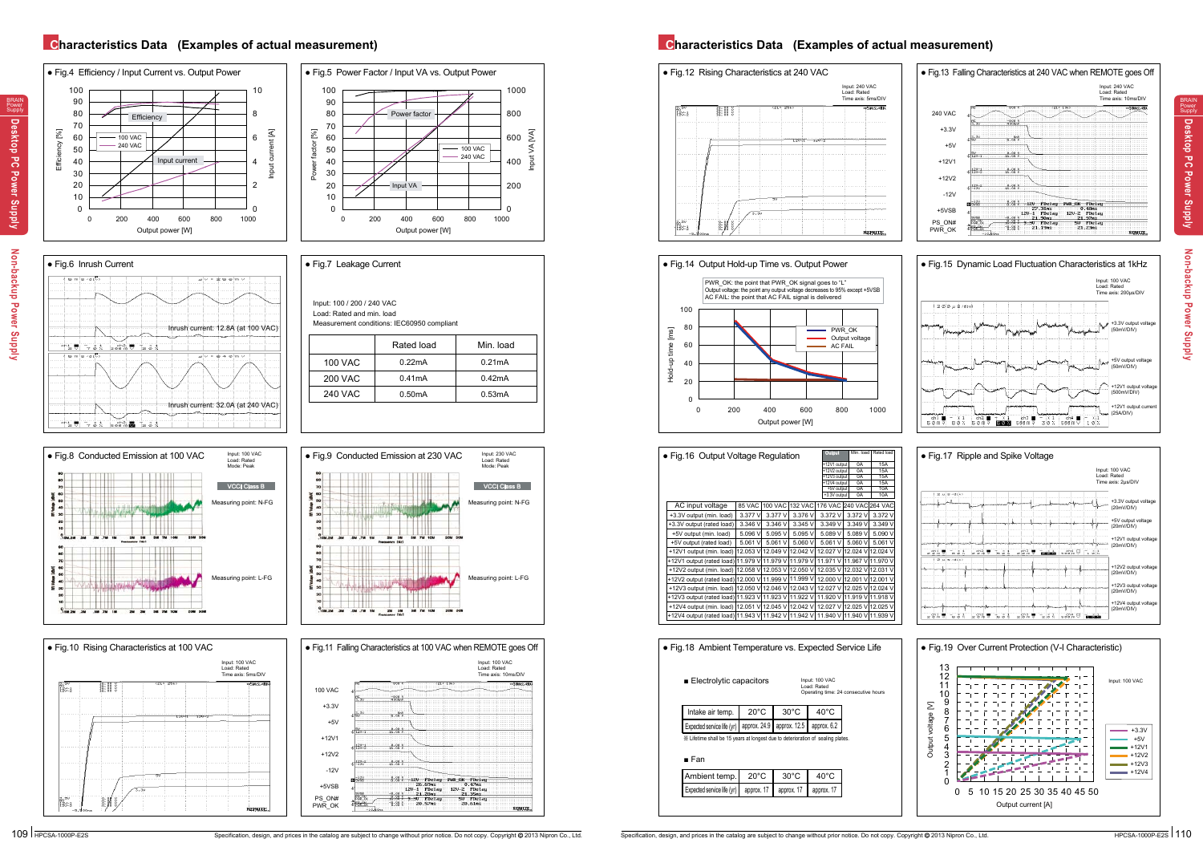## Characteristics Data (Examples of actual measurement)

● Fig.4 Efficiency / Input Current vs. Output Power

Efficiency [%]
Input current [A]
Output power [W]
Efficiency
Input current
100 VAC
240 VAC

● Fig.5 Power Factor / Input VA vs. Output Power

Power factor [%]
Input VA [VA]
Output power [W]
Power factor
Input VA
100 VAC
240 VAC

● Fig.6 Inrush Current

Inrush current: 12.8A (at 100 VAC)

Inrush current: 32.0A (at 240 VAC)

● Fig.7 Leakage Current

Input: 100 / 200 / 240 VAC
Load: Rated and min. load
Measurement conditions: IEC60950 compliant

| | Rated load | Min. load |
|---|---|---|
| 100 VAC | 0.22mA | 0.21mA |
| 200 VAC | 0.41mA | 0.42mA |
| 240 VAC | 0.50mA | 0.53mA |

● Fig.8 Conducted Emission at 100 VAC

Input: 100 VAC
Load: Rated
Mode: Peak

VCCI Class B
Measuring point: N-FG
Measuring point: L-FG

● Fig.9 Conducted Emission at 230 VAC

Input: 230 VAC
Load: Rated
Mode: Peak

VCCI Class B
Measuring point: N-FG
Measuring point: L-FG

● Fig.10 Rising Characteristics at 100 VAC

Input: 100 VAC
Load: Rated
Time axis: 5ms/DIV

● Fig.11 Falling Characteristics at 100 VAC when REMOTE goes Off

Input: 100 VAC
Load: Rated
Time axis: 10ms/DIV

100 VAC
+3.3V
+5V
+12V1
+12V2
-12V
+5VSB
PS_ON#
PWR_OK

## Characteristics Data (Examples of actual measurement)

● Fig.12 Rising Characteristics at 240 VAC

Input: 240 VAC
Load: Rated
Time axis: 5ms/DIV

● Fig.13 Falling Characteristics at 240 VAC when REMOTE goes Off

Input: 240 VAC
Load: Rated
Time axis: 10ms/DIV

240 VAC
+3.3V
+5V
+12V1
+12V2
-12V
+5VSB
PS_ON#
PWR_OK

● Fig.14 Output Hold-up Time vs. Output Power

PWR_OK: the point that PWR_OK signal goes to "L"
Output voltage: the point any output voltage decreases to 95% except +5VSB
AC FAIL: the point that AC FAIL signal is delivered

Hold-up time [ms]
Output power [W]
PWR_OK
Output voltage
AC FAIL

● Fig.15 Dynamic Load Fluctuation Characteristics at 1kHz

Input: 100 VAC
Load: Rated
Time axis: 200μs/DIV

+3.3V output voltage (50mV/DIV)
+5V output voltage (50mV/DIV)
+12V1 output voltage (500mV/DIV)
+12V1 output current (25A/DIV)

● Fig.16 Output Voltage Regulation

| Output | Min. load | Rated load |
|---|---|---|
| +12V1 output | 0A | 15A |
| +12V2 output | 0A | 15A |
| +12V3 output | 0A | 15A |
| +12V4 output | 0A | 15A |
| +5V output | 0A | 10A |
| +3.3V output | 0A | 10A |

| AC input voltage | 85 VAC | 100 VAC | 132 VAC | 176 VAC | 240 VAC | 264 VAC |
|---|---|---|---|---|---|---|
| +3.3V output (min. load) | 3.377 V | 3.377 V | 3.376 V | 3.372 V | 3.372 V | 3.372 V |
| +3.3V output (rated load) | 3.346 V | 3.346 V | 3.345 V | 3.349 V | 3.349 V | 3.349 V |
| +5V output (min. load) | 5.096 V | 5.095 V | 5.095 V | 5.089 V | 5.089 V | 5.090 V |
| +5V output (rated load) | 5.061 V | 5.061 V | 5.060 V | 5.061 V | 5.060 V | 5.061 V |
| +12V1 output (min. load) | 12.053 V | 12.049 V | 12.042 V | 12.027 V | 12.024 V | 12.024 V |
| +12V1 output (rated load) | 11.979 V | 11.979 V | 11.979 V | 11.971 V | 11.967 V | 11.970 V |
| +12V2 output (min. load) | 12.058 V | 12.053 V | 12.050 V | 12.035 V | 12.032 V | 12.031 V |
| +12V2 output (rated load) | 12.000 V | 11.999 V | 11.999 V | 12.000 V | 12.001 V | 12.001 V |
| +12V3 output (min. load) | 12.050 V | 12.046 V | 12.043 V | 12.027 V | 12.025 V | 12.024 V |
| +12V3 output (rated load) | 11.923 V | 11.923 V | 11.922 V | 11.920 V | 11.919 V | 11.918 V |
| +12V4 output (min. load) | 12.051 V | 12.045 V | 12.042 V | 12.027 V | 12.025 V | 12.025 V |
| +12V4 output (rated load) | 11.943 V | 11.942 V | 11.942 V | 11.940 V | 11.940 V | 11.939 V |

● Fig.17 Ripple and Spike Voltage

Input: 100 VAC
Load: Rated
Time axis: 2μs/DIV

+3.3V output voltage (20mV/DIV)
+5V output voltage (20mV/DIV)
+12V1 output voltage (20mV/DIV)
+12V2 output voltage (20mV/DIV)
+12V3 output voltage (20mV/DIV)
+12V4 output voltage (20mV/DIV)

● Fig.18 Ambient Temperature vs. Expected Service Life

■ Electrolytic capacitors

Input: 100 VAC
Load: Rated
Operating time: 24 consecutive hours

| Intake air temp. | 20°C | 30°C | 40°C |
|---|---|---|---|
| Expected service life (yr) | approx. 24.9 | approx. 12.5 | approx. 6.2 |

※ Lifetime shall be 15 years at longest due to deterioration of sealing plates.

■ Fan

| Ambient temp. | 20°C | 30°C | 40°C |
|---|---|---|---|
| Expected service life (yr) | approx. 17 | approx. 17 | approx. 17 |

● Fig.19 Over Current Protection (V-I Characteristic)

Input: 100 VAC

Output voltage [V]
Output current [A]
+3.3V
+5V
+12V1
+12V2
+12V3
+12V4